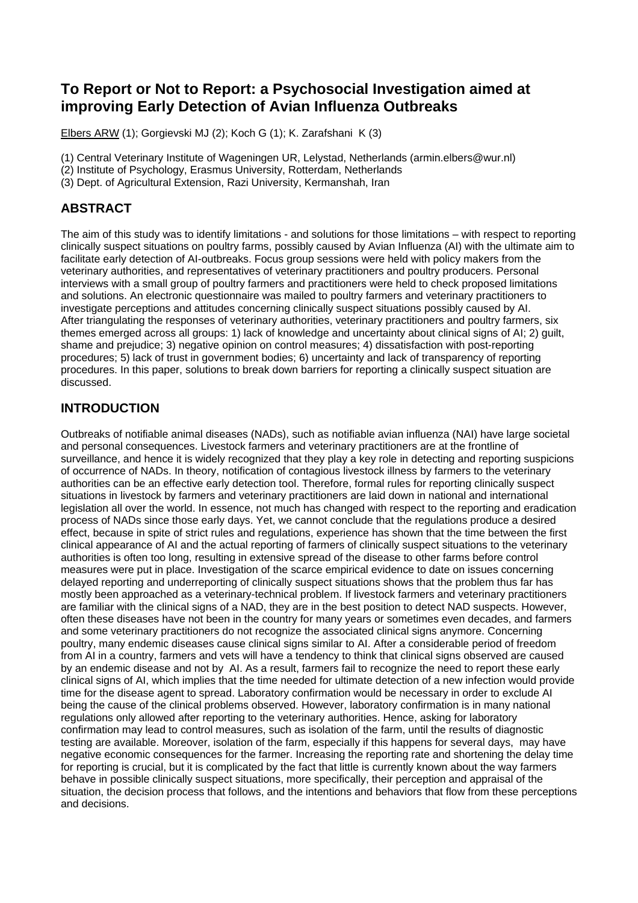# To Report or Not to Report: a Psychosocial Investigation aimed at improving Early Detection of Avian Influenza Outbreaks

Elbers ARW (1); Gorgievski MJ (2); Koch G (1); K. Zarafshani K (3)

(1) Central Veterinary Institute of Wageningen UR, Lelystad, Netherlands (armin.elbers@wur.nl)
(2) Institute of Psychology, Erasmus University, Rotterdam, Netherlands
(3) Dept. of Agricultural Extension, Razi University, Kermanshah, Iran

## ABSTRACT

The aim of this study was to identify limitations - and solutions for those limitations – with respect to reporting clinically suspect situations on poultry farms, possibly caused by Avian Influenza (AI) with the ultimate aim to facilitate early detection of AI-outbreaks. Focus group sessions were held with policy makers from the veterinary authorities, and representatives of veterinary practitioners and poultry producers. Personal interviews with a small group of poultry farmers and practitioners were held to check proposed limitations and solutions. An electronic questionnaire was mailed to poultry farmers and veterinary practitioners to investigate perceptions and attitudes concerning clinically suspect situations possibly caused by AI.
After triangulating the responses of veterinary authorities, veterinary practitioners and poultry farmers, six themes emerged across all groups: 1) lack of knowledge and uncertainty about clinical signs of AI; 2) guilt, shame and prejudice; 3) negative opinion on control measures; 4) dissatisfaction with post-reporting procedures; 5) lack of trust in government bodies; 6) uncertainty and lack of transparency of reporting procedures. In this paper, solutions to break down barriers for reporting a clinically suspect situation are discussed.

## INTRODUCTION

Outbreaks of notifiable animal diseases (NADs), such as notifiable avian influenza (NAI) have large societal and personal consequences. Livestock farmers and veterinary practitioners are at the frontline of surveillance, and hence it is widely recognized that they play a key role in detecting and reporting suspicions of occurrence of NADs. In theory, notification of contagious livestock illness by farmers to the veterinary authorities can be an effective early detection tool. Therefore, formal rules for reporting clinically suspect situations in livestock by farmers and veterinary practitioners are laid down in national and international legislation all over the world. In essence, not much has changed with respect to the reporting and eradication process of NADs since those early days. Yet, we cannot conclude that the regulations produce a desired effect, because in spite of strict rules and regulations, experience has shown that the time between the first clinical appearance of AI and the actual reporting of farmers of clinically suspect situations to the veterinary authorities is often too long, resulting in extensive spread of the disease to other farms before control measures were put in place. Investigation of the scarce empirical evidence to date on issues concerning delayed reporting and underreporting of clinically suspect situations shows that the problem thus far has mostly been approached as a veterinary-technical problem. If livestock farmers and veterinary practitioners are familiar with the clinical signs of a NAD, they are in the best position to detect NAD suspects. However, often these diseases have not been in the country for many years or sometimes even decades, and farmers and some veterinary practitioners do not recognize the associated clinical signs anymore. Concerning poultry, many endemic diseases cause clinical signs similar to AI. After a considerable period of freedom from AI in a country, farmers and vets will have a tendency to think that clinical signs observed are caused by an endemic disease and not by AI. As a result, farmers fail to recognize the need to report these early clinical signs of AI, which implies that the time needed for ultimate detection of a new infection would provide time for the disease agent to spread. Laboratory confirmation would be necessary in order to exclude AI being the cause of the clinical problems observed. However, laboratory confirmation is in many national regulations only allowed after reporting to the veterinary authorities. Hence, asking for laboratory confirmation may lead to control measures, such as isolation of the farm, until the results of diagnostic testing are available. Moreover, isolation of the farm, especially if this happens for several days, may have negative economic consequences for the farmer. Increasing the reporting rate and shortening the delay time for reporting is crucial, but it is complicated by the fact that little is currently known about the way farmers behave in possible clinically suspect situations, more specifically, their perception and appraisal of the situation, the decision process that follows, and the intentions and behaviors that flow from these perceptions and decisions.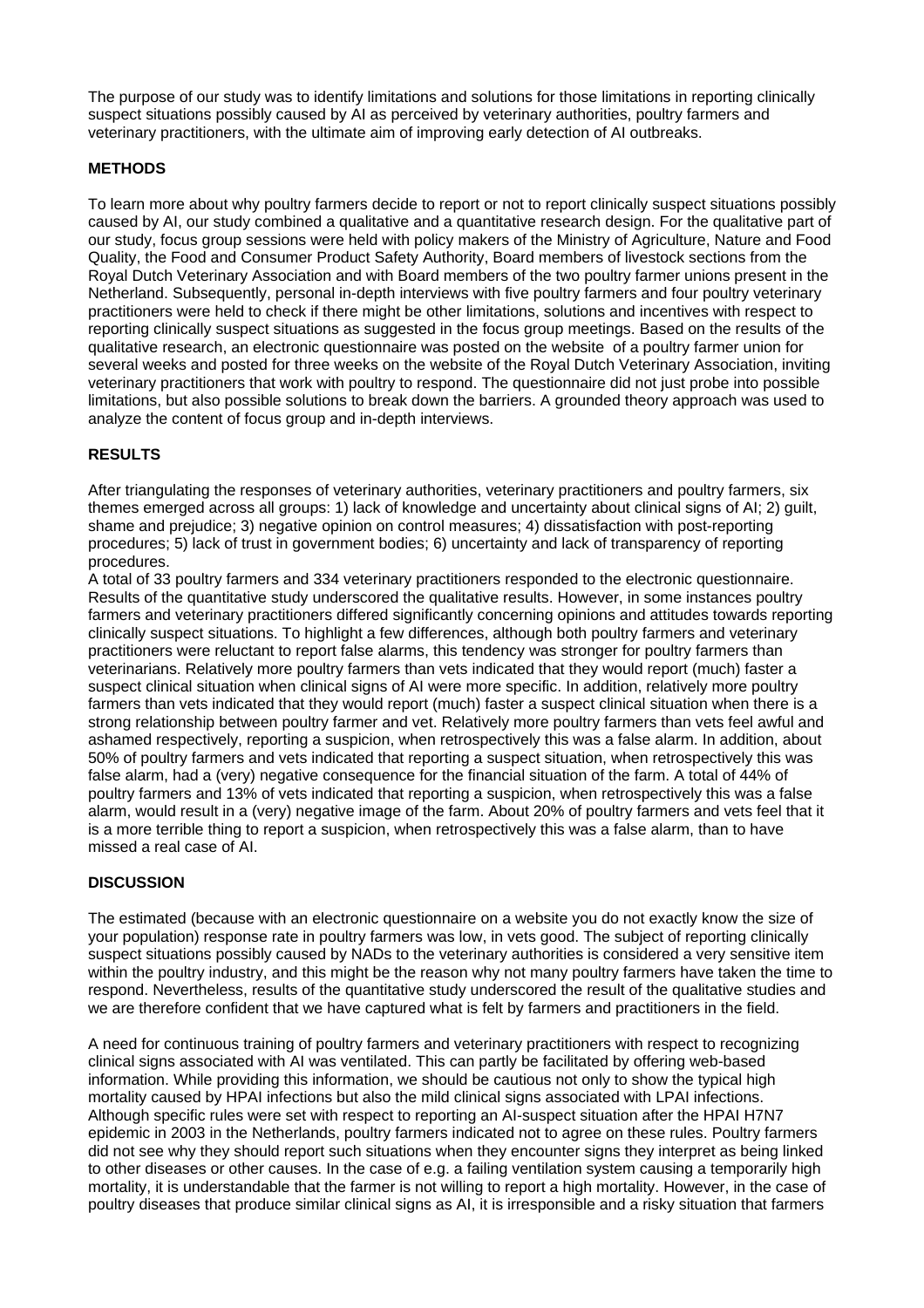The purpose of our study was to identify limitations and solutions for those limitations in reporting clinically suspect situations possibly caused by AI as perceived by veterinary authorities, poultry farmers and veterinary practitioners, with the ultimate aim of improving early detection of AI outbreaks.

## METHODS

To learn more about why poultry farmers decide to report or not to report clinically suspect situations possibly caused by AI, our study combined a qualitative and a quantitative research design. For the qualitative part of our study, focus group sessions were held with policy makers of the Ministry of Agriculture, Nature and Food Quality, the Food and Consumer Product Safety Authority, Board members of livestock sections from the Royal Dutch Veterinary Association and with Board members of the two poultry farmer unions present in the Netherland. Subsequently, personal in-depth interviews with five poultry farmers and four poultry veterinary practitioners were held to check if there might be other limitations, solutions and incentives with respect to reporting clinically suspect situations as suggested in the focus group meetings. Based on the results of the qualitative research, an electronic questionnaire was posted on the website of a poultry farmer union for several weeks and posted for three weeks on the website of the Royal Dutch Veterinary Association, inviting veterinary practitioners that work with poultry to respond. The questionnaire did not just probe into possible limitations, but also possible solutions to break down the barriers. A grounded theory approach was used to analyze the content of focus group and in-depth interviews.

## RESULTS

After triangulating the responses of veterinary authorities, veterinary practitioners and poultry farmers, six themes emerged across all groups: 1) lack of knowledge and uncertainty about clinical signs of AI; 2) guilt, shame and prejudice; 3) negative opinion on control measures; 4) dissatisfaction with post-reporting procedures; 5) lack of trust in government bodies; 6) uncertainty and lack of transparency of reporting procedures.

A total of 33 poultry farmers and 334 veterinary practitioners responded to the electronic questionnaire. Results of the quantitative study underscored the qualitative results. However, in some instances poultry farmers and veterinary practitioners differed significantly concerning opinions and attitudes towards reporting clinically suspect situations. To highlight a few differences, although both poultry farmers and veterinary practitioners were reluctant to report false alarms, this tendency was stronger for poultry farmers than veterinarians. Relatively more poultry farmers than vets indicated that they would report (much) faster a suspect clinical situation when clinical signs of AI were more specific. In addition, relatively more poultry farmers than vets indicated that they would report (much) faster a suspect clinical situation when there is a strong relationship between poultry farmer and vet. Relatively more poultry farmers than vets feel awful and ashamed respectively, reporting a suspicion, when retrospectively this was a false alarm. In addition, about 50% of poultry farmers and vets indicated that reporting a suspect situation, when retrospectively this was false alarm, had a (very) negative consequence for the financial situation of the farm. A total of 44% of poultry farmers and 13% of vets indicated that reporting a suspicion, when retrospectively this was a false alarm, would result in a (very) negative image of the farm. About 20% of poultry farmers and vets feel that it is a more terrible thing to report a suspicion, when retrospectively this was a false alarm, than to have missed a real case of AI.

## DISCUSSION

The estimated (because with an electronic questionnaire on a website you do not exactly know the size of your population) response rate in poultry farmers was low, in vets good. The subject of reporting clinically suspect situations possibly caused by NADs to the veterinary authorities is considered a very sensitive item within the poultry industry, and this might be the reason why not many poultry farmers have taken the time to respond. Nevertheless, results of the quantitative study underscored the result of the qualitative studies and we are therefore confident that we have captured what is felt by farmers and practitioners in the field.

A need for continuous training of poultry farmers and veterinary practitioners with respect to recognizing clinical signs associated with AI was ventilated. This can partly be facilitated by offering web-based information. While providing this information, we should be cautious not only to show the typical high mortality caused by HPAI infections but also the mild clinical signs associated with LPAI infections. Although specific rules were set with respect to reporting an AI-suspect situation after the HPAI H7N7 epidemic in 2003 in the Netherlands, poultry farmers indicated not to agree on these rules. Poultry farmers did not see why they should report such situations when they encounter signs they interpret as being linked to other diseases or other causes. In the case of e.g. a failing ventilation system causing a temporarily high mortality, it is understandable that the farmer is not willing to report a high mortality. However, in the case of poultry diseases that produce similar clinical signs as AI, it is irresponsible and a risky situation that farmers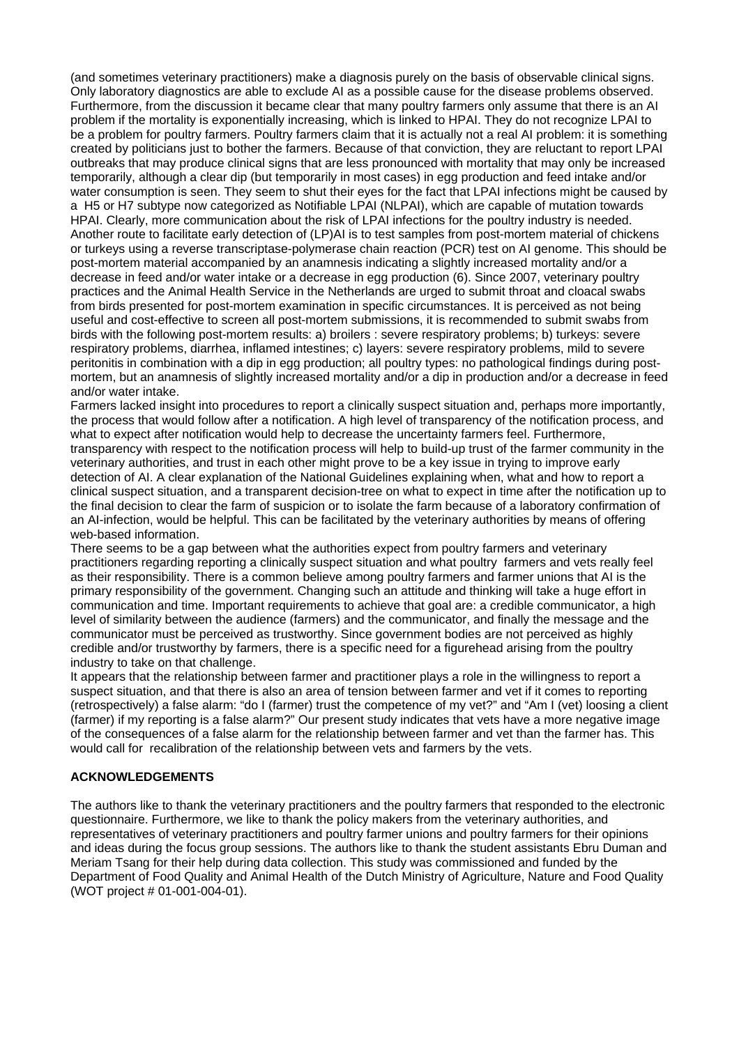(and sometimes veterinary practitioners) make a diagnosis purely on the basis of observable clinical signs. Only laboratory diagnostics are able to exclude AI as a possible cause for the disease problems observed. Furthermore, from the discussion it became clear that many poultry farmers only assume that there is an AI problem if the mortality is exponentially increasing, which is linked to HPAI. They do not recognize LPAI to be a problem for poultry farmers. Poultry farmers claim that it is actually not a real AI problem: it is something created by politicians just to bother the farmers. Because of that conviction, they are reluctant to report LPAI outbreaks that may produce clinical signs that are less pronounced with mortality that may only be increased temporarily, although a clear dip (but temporarily in most cases) in egg production and feed intake and/or water consumption is seen. They seem to shut their eyes for the fact that LPAI infections might be caused by a H5 or H7 subtype now categorized as Notifiable LPAI (NLPAI), which are capable of mutation towards HPAI. Clearly, more communication about the risk of LPAI infections for the poultry industry is needed. Another route to facilitate early detection of (LP)AI is to test samples from post-mortem material of chickens or turkeys using a reverse transcriptase-polymerase chain reaction (PCR) test on AI genome. This should be post-mortem material accompanied by an anamnesis indicating a slightly increased mortality and/or a decrease in feed and/or water intake or a decrease in egg production (6). Since 2007, veterinary poultry practices and the Animal Health Service in the Netherlands are urged to submit throat and cloacal swabs from birds presented for post-mortem examination in specific circumstances. It is perceived as not being useful and cost-effective to screen all post-mortem submissions, it is recommended to submit swabs from birds with the following post-mortem results: a) broilers : severe respiratory problems; b) turkeys: severe respiratory problems, diarrhea, inflamed intestines; c) layers: severe respiratory problems, mild to severe peritonitis in combination with a dip in egg production; all poultry types: no pathological findings during post-mortem, but an anamnesis of slightly increased mortality and/or a dip in production and/or a decrease in feed and/or water intake.

Farmers lacked insight into procedures to report a clinically suspect situation and, perhaps more importantly, the process that would follow after a notification. A high level of transparency of the notification process, and what to expect after notification would help to decrease the uncertainty farmers feel. Furthermore, transparency with respect to the notification process will help to build-up trust of the farmer community in the veterinary authorities, and trust in each other might prove to be a key issue in trying to improve early detection of AI. A clear explanation of the National Guidelines explaining when, what and how to report a clinical suspect situation, and a transparent decision-tree on what to expect in time after the notification up to the final decision to clear the farm of suspicion or to isolate the farm because of a laboratory confirmation of an AI-infection, would be helpful. This can be facilitated by the veterinary authorities by means of offering web-based information.

There seems to be a gap between what the authorities expect from poultry farmers and veterinary practitioners regarding reporting a clinically suspect situation and what poultry farmers and vets really feel as their responsibility. There is a common believe among poultry farmers and farmer unions that AI is the primary responsibility of the government. Changing such an attitude and thinking will take a huge effort in communication and time. Important requirements to achieve that goal are: a credible communicator, a high level of similarity between the audience (farmers) and the communicator, and finally the message and the communicator must be perceived as trustworthy. Since government bodies are not perceived as highly credible and/or trustworthy by farmers, there is a specific need for a figurehead arising from the poultry industry to take on that challenge.

It appears that the relationship between farmer and practitioner plays a role in the willingness to report a suspect situation, and that there is also an area of tension between farmer and vet if it comes to reporting (retrospectively) a false alarm: "do I (farmer) trust the competence of my vet?" and "Am I (vet) loosing a client (farmer) if my reporting is a false alarm?" Our present study indicates that vets have a more negative image of the consequences of a false alarm for the relationship between farmer and vet than the farmer has. This would call for recalibration of the relationship between vets and farmers by the vets.

## ACKNOWLEDGEMENTS

The authors like to thank the veterinary practitioners and the poultry farmers that responded to the electronic questionnaire. Furthermore, we like to thank the policy makers from the veterinary authorities, and representatives of veterinary practitioners and poultry farmer unions and poultry farmers for their opinions and ideas during the focus group sessions. The authors like to thank the student assistants Ebru Duman and Meriam Tsang for their help during data collection. This study was commissioned and funded by the Department of Food Quality and Animal Health of the Dutch Ministry of Agriculture, Nature and Food Quality (WOT project # 01-001-004-01).